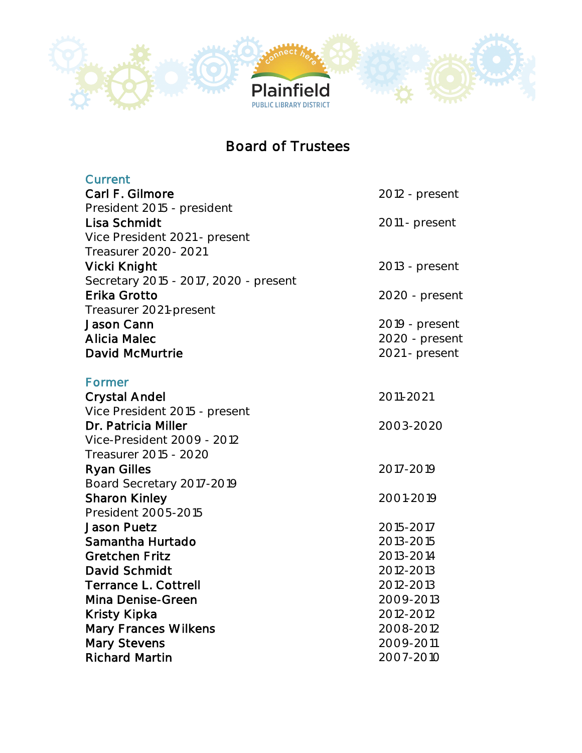# Board of Trustees

## Current

| | |
|---|---|
| **Carl F. Gilmore** | 2012 - present |
| President 2015 - president | |
| **Lisa Schmidt** | 2011 - present |
| Vice President 2021 - present | |
| Treasurer 2020 - 2021 | |
| **Vicki Knight** | 2013 - present |
| Secretary 2015 - 2017, 2020 - present | |
| **Erika Grotto** | 2020 - present |
| Treasurer 2021-present | |
| **Jason Cann** | 2019 - present |
| **Alicia Malec** | 2020 - present |
| **David McMurtrie** | 2021 - present |

## Former

| | |
|---|---|
| **Crystal Andel** | 2011-2021 |
| Vice President 2015 - present | |
| **Dr. Patricia Miller** | 2003-2020 |
| Vice-President 2009 - 2012 | |
| Treasurer 2015 - 2020 | |
| **Ryan Gilles** | 2017-2019 |
| Board Secretary 2017-2019 | |
| **Sharon Kinley** | 2001-2019 |
| President 2005-2015 | |
| **Jason Puetz** | 2015-2017 |
| **Samantha Hurtado** | 2013-2015 |
| **Gretchen Fritz** | 2013-2014 |
| **David Schmidt** | 2012-2013 |
| **Terrance L. Cottrell** | 2012-2013 |
| **Mina Denise-Green** | 2009-2013 |
| **Kristy Kipka** | 2012-2012 |
| **Mary Frances Wilkens** | 2008-2012 |
| **Mary Stevens** | 2009-2011 |
| **Richard Martin** | 2007-2010 |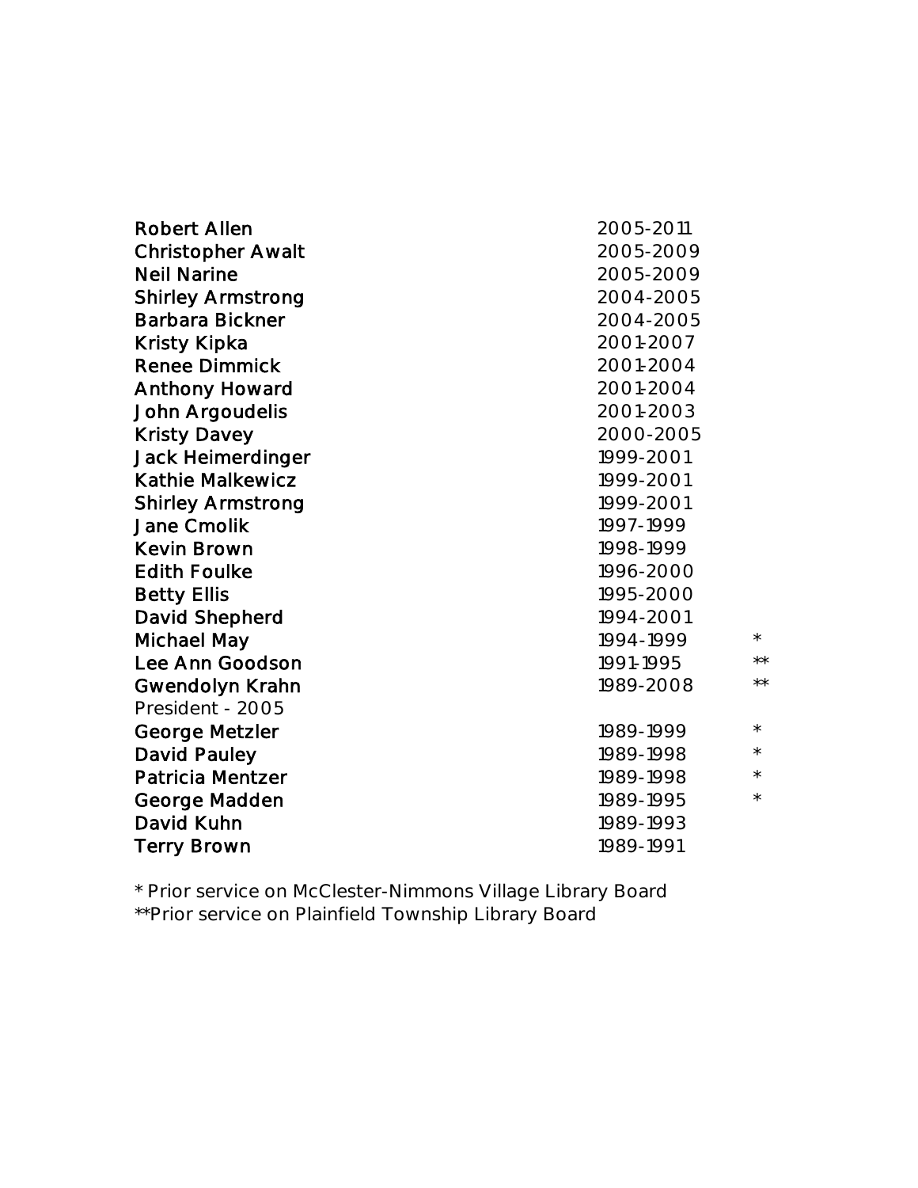| | | |
|---|---|---|
| Robert Allen | 2005-2011 | |
| Christopher Awalt | 2005-2009 | |
| Neil Narine | 2005-2009 | |
| Shirley Armstrong | 2004-2005 | |
| Barbara Bickner | 2004-2005 | |
| Kristy Kipka | 2001-2007 | |
| Renee Dimmick | 2001-2004 | |
| Anthony Howard | 2001-2004 | |
| John Argoudelis | 2001-2003 | |
| Kristy Davey | 2000-2005 | |
| Jack Heimerdinger | 1999-2001 | |
| Kathie Malkewicz | 1999-2001 | |
| Shirley Armstrong | 1999-2001 | |
| Jane Cmolik | 1997-1999 | |
| Kevin Brown | 1998-1999 | |
| Edith Foulke | 1996-2000 | |
| Betty Ellis | 1995-2000 | |
| David Shepherd | 1994-2001 | |
| Michael May | 1994-1999 | * |
| Lee Ann Goodson | 1991-1995 | ** |
| Gwendolyn Krahn<br>President - 2005 | 1989-2008 | ** |
| George Metzler | 1989-1999 | * |
| David Pauley | 1989-1998 | * |
| Patricia Mentzer | 1989-1998 | * |
| George Madden | 1989-1995 | * |
| David Kuhn | 1989-1993 | |
| Terry Brown | 1989-1991 | |

* Prior service on McClester-Nimmons Village Library Board
**Prior service on Plainfield Township Library Board